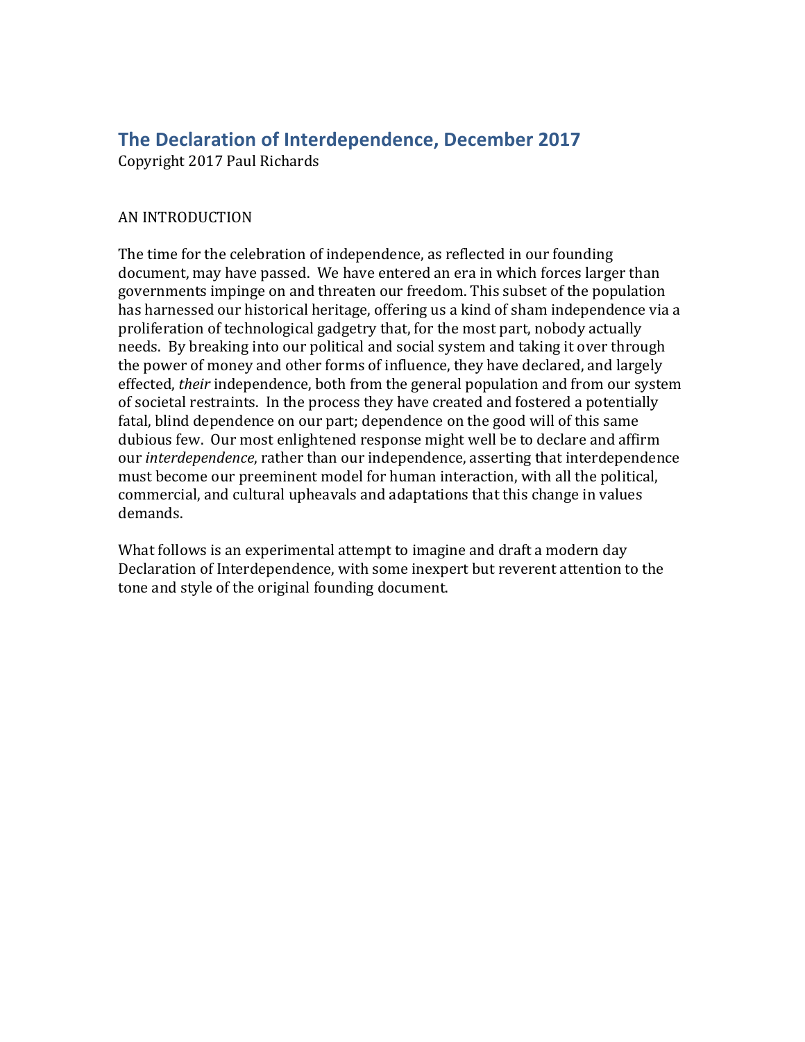# The Declaration of Interdependence, December 2017

Copyright 2017 Paul Richards

AN INTRODUCTION

The time for the celebration of independence, as reflected in our founding document, may have passed. We have entered an era in which forces larger than governments impinge on and threaten our freedom. This subset of the population has harnessed our historical heritage, offering us a kind of sham independence via a proliferation of technological gadgetry that, for the most part, nobody actually needs. By breaking into our political and social system and taking it over through the power of money and other forms of influence, they have declared, and largely effected, *their* independence, both from the general population and from our system of societal restraints. In the process they have created and fostered a potentially fatal, blind dependence on our part; dependence on the good will of this same dubious few. Our most enlightened response might well be to declare and affirm our *interdependence*, rather than our independence, asserting that interdependence must become our preeminent model for human interaction, with all the political, commercial, and cultural upheavals and adaptations that this change in values demands.

What follows is an experimental attempt to imagine and draft a modern day Declaration of Interdependence, with some inexpert but reverent attention to the tone and style of the original founding document.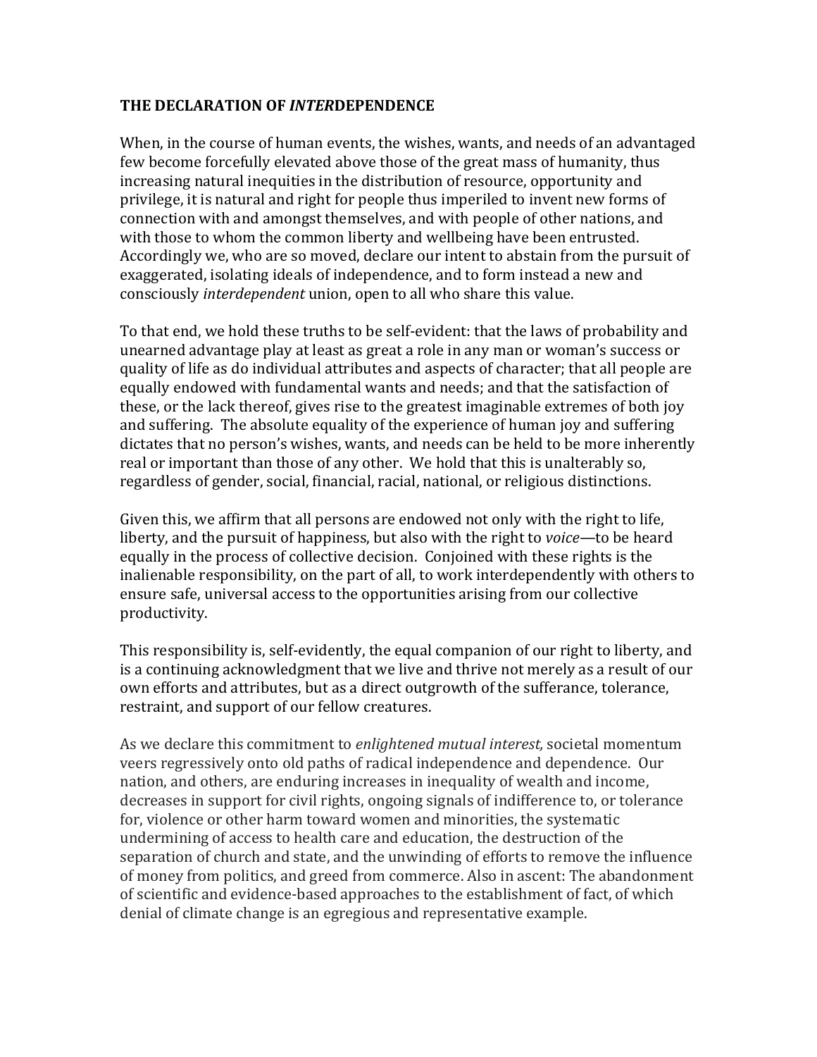**THE DECLARATION OF *INTER*DEPENDENCE**

When, in the course of human events, the wishes, wants, and needs of an advantaged few become forcefully elevated above those of the great mass of humanity, thus increasing natural inequities in the distribution of resource, opportunity and privilege, it is natural and right for people thus imperiled to invent new forms of connection with and amongst themselves, and with people of other nations, and with those to whom the common liberty and wellbeing have been entrusted. Accordingly we, who are so moved, declare our intent to abstain from the pursuit of exaggerated, isolating ideals of independence, and to form instead a new and consciously *interdependent* union, open to all who share this value.

To that end, we hold these truths to be self-evident: that the laws of probability and unearned advantage play at least as great a role in any man or woman's success or quality of life as do individual attributes and aspects of character; that all people are equally endowed with fundamental wants and needs; and that the satisfaction of these, or the lack thereof, gives rise to the greatest imaginable extremes of both joy and suffering. The absolute equality of the experience of human joy and suffering dictates that no person's wishes, wants, and needs can be held to be more inherently real or important than those of any other. We hold that this is unalterably so, regardless of gender, social, financial, racial, national, or religious distinctions.

Given this, we affirm that all persons are endowed not only with the right to life, liberty, and the pursuit of happiness, but also with the right to *voice*—to be heard equally in the process of collective decision. Conjoined with these rights is the inalienable responsibility, on the part of all, to work interdependently with others to ensure safe, universal access to the opportunities arising from our collective productivity.

This responsibility is, self-evidently, the equal companion of our right to liberty, and is a continuing acknowledgment that we live and thrive not merely as a result of our own efforts and attributes, but as a direct outgrowth of the sufferance, tolerance, restraint, and support of our fellow creatures.

As we declare this commitment to *enlightened mutual interest,* societal momentum veers regressively onto old paths of radical independence and dependence. Our nation, and others, are enduring increases in inequality of wealth and income, decreases in support for civil rights, ongoing signals of indifference to, or tolerance for, violence or other harm toward women and minorities, the systematic undermining of access to health care and education, the destruction of the separation of church and state, and the unwinding of efforts to remove the influence of money from politics, and greed from commerce. Also in ascent: The abandonment of scientific and evidence-based approaches to the establishment of fact, of which denial of climate change is an egregious and representative example.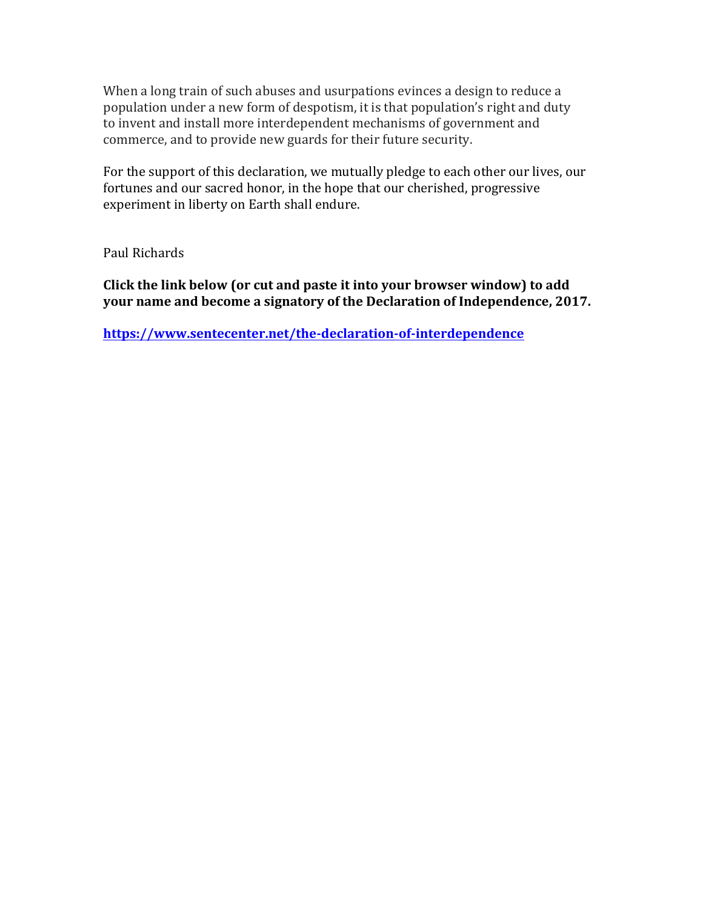When a long train of such abuses and usurpations evinces a design to reduce a population under a new form of despotism, it is that population's right and duty to invent and install more interdependent mechanisms of government and commerce, and to provide new guards for their future security.

For the support of this declaration, we mutually pledge to each other our lives, our fortunes and our sacred honor, in the hope that our cherished, progressive experiment in liberty on Earth shall endure.

Paul Richards

**Click the link below (or cut and paste it into your browser window) to add your name and become a signatory of the Declaration of Independence, 2017.**

**https://www.sentecenter.net/the-declaration-of-interdependence**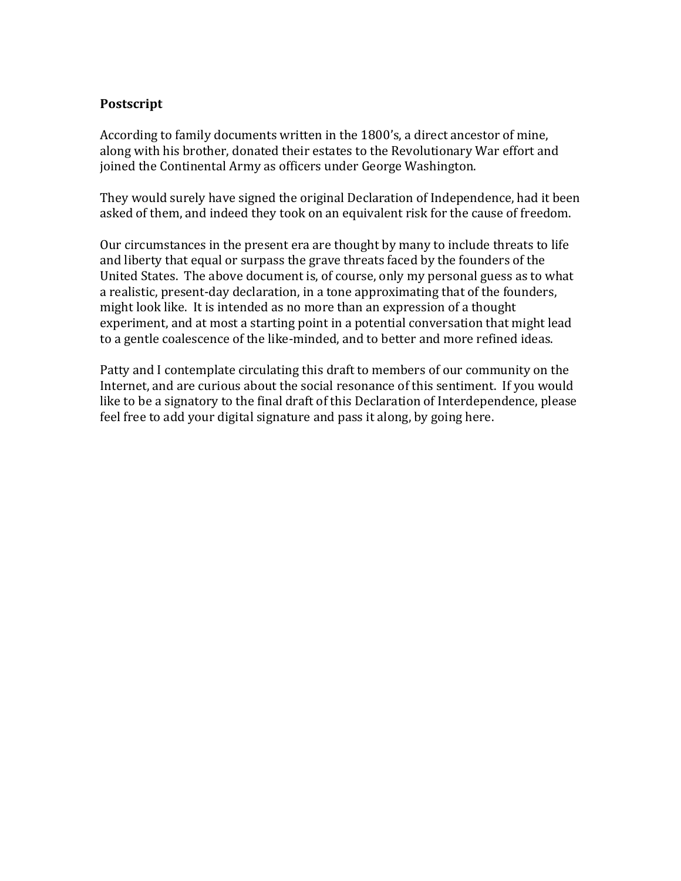**Postscript**

According to family documents written in the 1800's, a direct ancestor of mine, along with his brother, donated their estates to the Revolutionary War effort and joined the Continental Army as officers under George Washington.

They would surely have signed the original Declaration of Independence, had it been asked of them, and indeed they took on an equivalent risk for the cause of freedom.

Our circumstances in the present era are thought by many to include threats to life and liberty that equal or surpass the grave threats faced by the founders of the United States. The above document is, of course, only my personal guess as to what a realistic, present-day declaration, in a tone approximating that of the founders, might look like. It is intended as no more than an expression of a thought experiment, and at most a starting point in a potential conversation that might lead to a gentle coalescence of the like-minded, and to better and more refined ideas.

Patty and I contemplate circulating this draft to members of our community on the Internet, and are curious about the social resonance of this sentiment. If you would like to be a signatory to the final draft of this Declaration of Interdependence, please feel free to add your digital signature and pass it along, by going here.